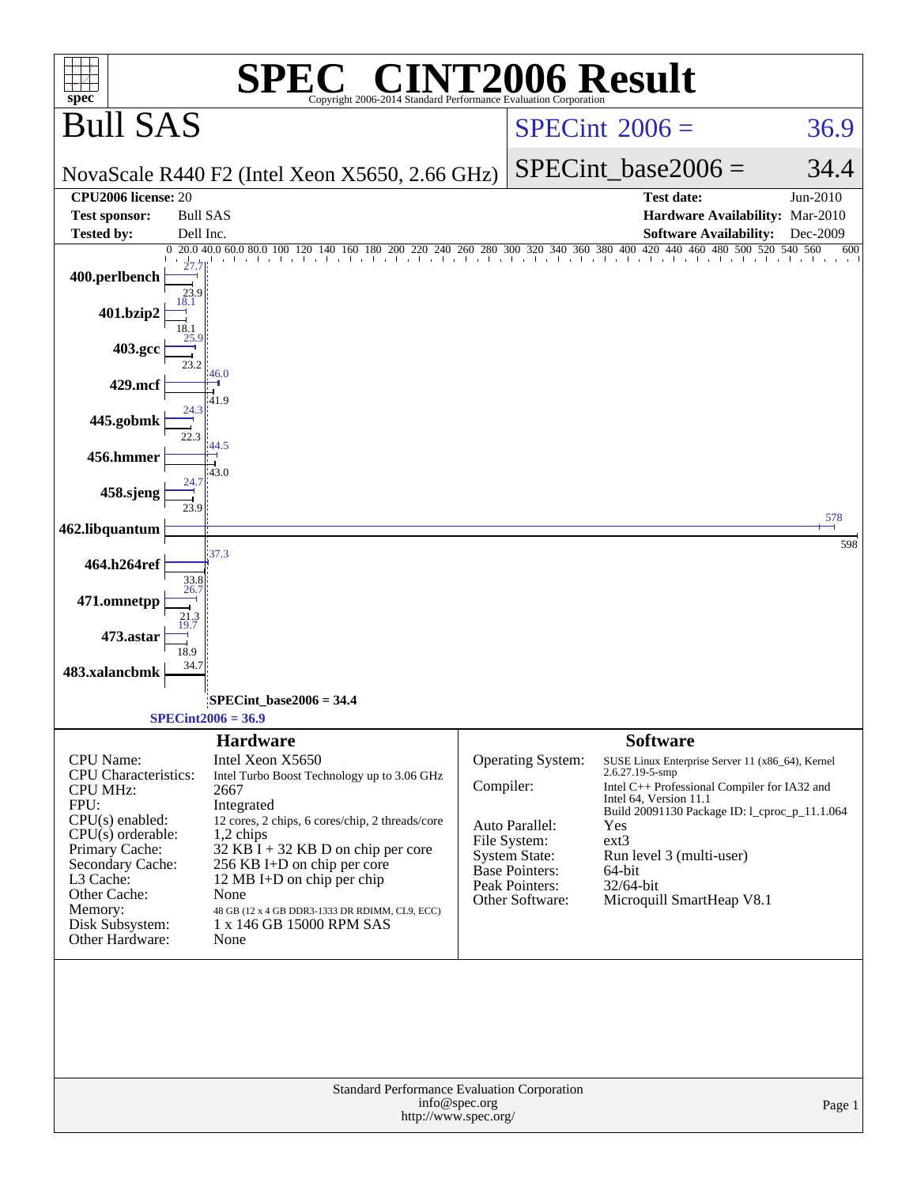# SPEC CINT2006 Result

Copyright 2006-2014 Standard Performance Evaluation Corporation

## Bull SAS

NovaScale R440 F2 (Intel Xeon X5650, 2.66 GHz)

SPECint 2006 = 36.9

SPECint_base2006 = 34.4

| | | | |
|---|---|---|---|
| **CPU2006 license:** 20 | | **Test date:** | Jun-2010 |
| **Test sponsor:** | Bull SAS | **Hardware Availability:** | Mar-2010 |
| **Tested by:** | Dell Inc. | **Software Availability:** | Dec-2009 |

| Benchmark | Peak | Base |
|---|---|---|
| 400.perlbench | 27.7 | 23.9 |
| 401.bzip2 | 18.1 | 18.1 |
| 403.gcc | 25.9 | 23.2 |
| 429.mcf | 46.0 | 41.9 |
| 445.gobmk | 24.3 | 22.3 |
| 456.hmmer | 44.5 | 43.0 |
| 458.sjeng | 24.7 | 23.9 |
| 462.libquantum | 578 | 598 |
| 464.h264ref | 37.3 | 33.8 |
| 471.omnetpp | 26.7 | 21.3 |
| 473.astar | 19.7 | 18.9 |
| 483.xalancbmk | 34.7 | |

SPECint_base2006 = 34.4

SPECint2006 = 36.9

### Hardware

| | |
|---|---|
| CPU Name: | Intel Xeon X5650 |
| CPU Characteristics: | Intel Turbo Boost Technology up to 3.06 GHz |
| CPU MHz: | 2667 |
| FPU: | Integrated |
| CPU(s) enabled: | 12 cores, 2 chips, 6 cores/chip, 2 threads/core |
| CPU(s) orderable: | 1,2 chips |
| Primary Cache: | 32 KB I + 32 KB D on chip per core |
| Secondary Cache: | 256 KB I+D on chip per core |
| L3 Cache: | 12 MB I+D on chip per chip |
| Other Cache: | None |
| Memory: | 48 GB (12 x 4 GB DDR3-1333 DR RDIMM, CL9, ECC) |
| Disk Subsystem: | 1 x 146 GB 15000 RPM SAS |
| Other Hardware: | None |

### Software

| | |
|---|---|
| Operating System: | SUSE Linux Enterprise Server 11 (x86_64), Kernel 2.6.27.19-5-smp |
| Compiler: | Intel C++ Professional Compiler for IA32 and Intel 64, Version 11.1 Build 20091130 Package ID: l_cproc_p_11.1.064 |
| Auto Parallel: | Yes |
| File System: | ext3 |
| System State: | Run level 3 (multi-user) |
| Base Pointers: | 64-bit |
| Peak Pointers: | 32/64-bit |
| Other Software: | Microquill SmartHeap V8.1 |

Standard Performance Evaluation Corporation
info@spec.org
http://www.spec.org/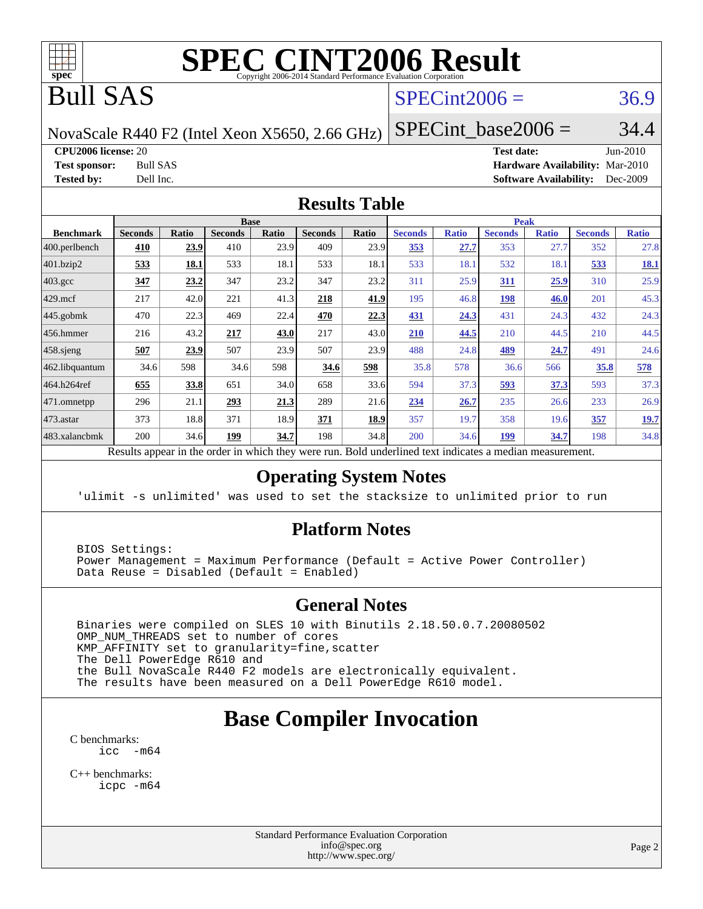# SPEC CINT2006 Result

Copyright 2006-2014 Standard Performance Evaluation Corporation

# Bull SAS

NovaScale R440 F2 (Intel Xeon X5650, 2.66 GHz)

SPECint2006 = 36.9

SPECint_base2006 = 34.4

**CPU2006 license:** 20
**Test sponsor:** Bull SAS
**Tested by:** Dell Inc.

**Test date:** Jun-2010
**Hardware Availability:** Mar-2010
**Software Availability:** Dec-2009

## Results Table

| Benchmark | Base | | | | | | Peak | | | | | |
|---|---|---|---|---|---|---|---|---|---|---|---|---|
| | Seconds | Ratio | Seconds | Ratio | Seconds | Ratio | Seconds | Ratio | Seconds | Ratio | Seconds | Ratio |
| 400.perlbench | **410** | **23.9** | 410 | 23.9 | 409 | 23.9 | **353** | **27.7** | 353 | 27.7 | 352 | 27.8 |
| 401.bzip2 | **533** | **18.1** | 533 | 18.1 | 533 | 18.1 | 533 | 18.1 | 532 | 18.1 | **533** | **18.1** |
| 403.gcc | **347** | **23.2** | 347 | 23.2 | 347 | 23.2 | 311 | 25.9 | **311** | **25.9** | 310 | 25.9 |
| 429.mcf | 217 | 42.0 | 221 | 41.3 | **218** | **41.9** | 195 | 46.8 | **198** | **46.0** | 201 | 45.3 |
| 445.gobmk | 470 | 22.3 | 469 | 22.4 | **470** | **22.3** | **431** | **24.3** | 431 | 24.3 | 432 | 24.3 |
| 456.hmmer | 216 | 43.2 | **217** | **43.0** | 217 | 43.0 | **210** | **44.5** | 210 | 44.5 | 210 | 44.5 |
| 458.sjeng | **507** | **23.9** | 507 | 23.9 | 507 | 23.9 | 488 | 24.8 | **489** | **24.7** | 491 | 24.6 |
| 462.libquantum | 34.6 | 598 | 34.6 | 598 | **34.6** | **598** | 35.8 | 578 | 36.6 | 566 | **35.8** | **578** |
| 464.h264ref | **655** | **33.8** | 651 | 34.0 | 658 | 33.6 | 594 | 37.3 | **593** | **37.3** | 593 | 37.3 |
| 471.omnetpp | 296 | 21.1 | **293** | **21.3** | 289 | 21.6 | **234** | **26.7** | 235 | 26.6 | 233 | 26.9 |
| 473.astar | 373 | 18.8 | 371 | 18.9 | **371** | **18.9** | 357 | 19.7 | 358 | 19.6 | **357** | **19.7** |
| 483.xalancbmk | 200 | 34.6 | **199** | **34.7** | 198 | 34.8 | 200 | 34.6 | **199** | **34.7** | 198 | 34.8 |

Results appear in the order in which they were run. Bold underlined text indicates a median measurement.

## Operating System Notes

```
'ulimit -s unlimited' was used to set the stacksize to unlimited prior to run
```

## Platform Notes

```
BIOS Settings:
Power Management = Maximum Performance (Default = Active Power Controller)
Data Reuse = Disabled (Default = Enabled)
```

## General Notes

```
Binaries were compiled on SLES 10 with Binutils 2.18.50.0.7.20080502
OMP_NUM_THREADS set to number of cores
KMP_AFFINITY set to granularity=fine,scatter
The Dell PowerEdge R610 and
the Bull NovaScale R440 F2 models are electronically equivalent.
The results have been measured on a Dell PowerEdge R610 model.
```

# Base Compiler Invocation

C benchmarks:
```
icc  -m64
```

C++ benchmarks:
```
icpc -m64
```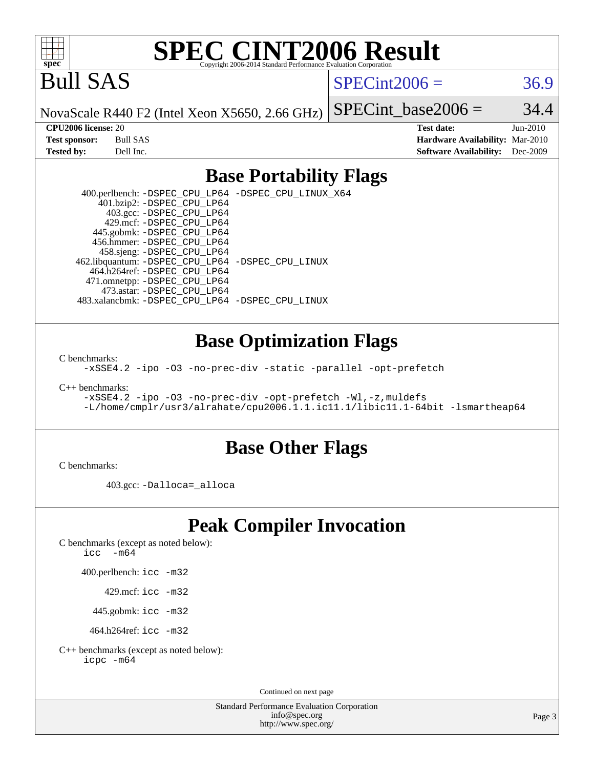# SPEC CINT2006 Result

Copyright 2006-2014 Standard Performance Evaluation Corporation

# Bull SAS

NovaScale R440 F2 (Intel Xeon X5650, 2.66 GHz)

SPECint2006 = 36.9

SPECint_base2006 = 34.4

**CPU2006 license:** 20
**Test sponsor:** Bull SAS
**Tested by:** Dell Inc.

**Test date:** Jun-2010
**Hardware Availability:** Mar-2010
**Software Availability:** Dec-2009

## Base Portability Flags

400.perlbench: -DSPEC_CPU_LP64 -DSPEC_CPU_LINUX_X64
401.bzip2: -DSPEC_CPU_LP64
403.gcc: -DSPEC_CPU_LP64
429.mcf: -DSPEC_CPU_LP64
445.gobmk: -DSPEC_CPU_LP64
456.hmmer: -DSPEC_CPU_LP64
458.sjeng: -DSPEC_CPU_LP64
462.libquantum: -DSPEC_CPU_LP64 -DSPEC_CPU_LINUX
464.h264ref: -DSPEC_CPU_LP64
471.omnetpp: -DSPEC_CPU_LP64
473.astar: -DSPEC_CPU_LP64
483.xalancbmk: -DSPEC_CPU_LP64 -DSPEC_CPU_LINUX

## Base Optimization Flags

C benchmarks:
-xSSE4.2 -ipo -O3 -no-prec-div -static -parallel -opt-prefetch

C++ benchmarks:
-xSSE4.2 -ipo -O3 -no-prec-div -opt-prefetch -Wl,-z,muldefs
-L/home/cmplr/usr3/alrahate/cpu2006.1.1.ic11.1/libic11.1-64bit -lsmartheap64

## Base Other Flags

C benchmarks:

403.gcc: -Dalloca=_alloca

## Peak Compiler Invocation

C benchmarks (except as noted below):
icc -m64

400.perlbench: icc -m32

429.mcf: icc -m32

445.gobmk: icc -m32

464.h264ref: icc -m32

C++ benchmarks (except as noted below):
icpc -m64

Continued on next page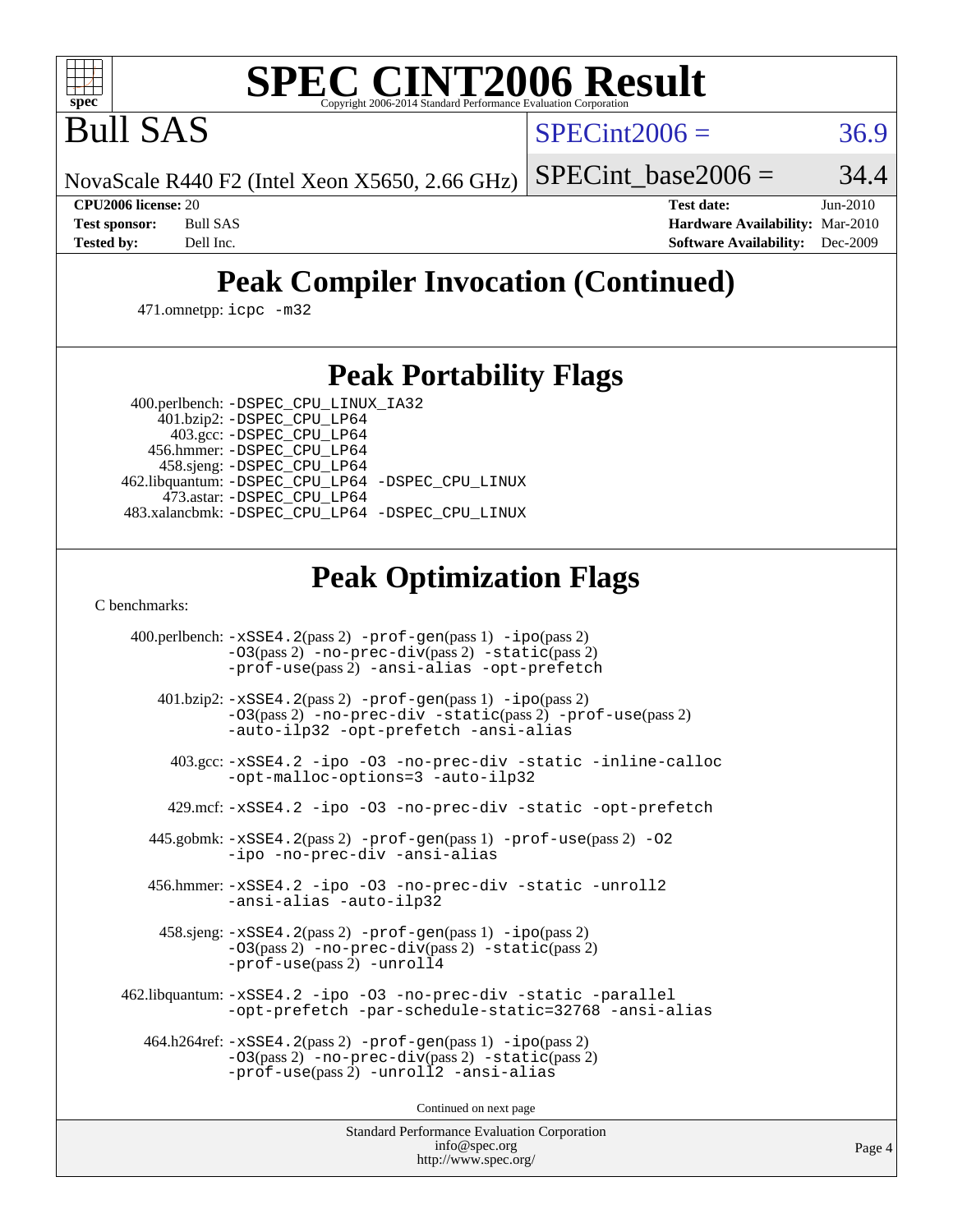# SPEC CINT2006 Result

Copyright 2006-2014 Standard Performance Evaluation Corporation

## Bull SAS

NovaScale R440 F2 (Intel Xeon X5650, 2.66 GHz)

SPECint2006 = 36.9

SPECint_base2006 = 34.4

| | | | |
|---|---|---|---|
| **CPU2006 license:** | 20 | **Test date:** | Jun-2010 |
| **Test sponsor:** | Bull SAS | **Hardware Availability:** | Mar-2010 |
| **Tested by:** | Dell Inc. | **Software Availability:** | Dec-2009 |

## Peak Compiler Invocation (Continued)

471.omnetpp: icpc -m32

## Peak Portability Flags

400.perlbench: -DSPEC_CPU_LINUX_IA32
401.bzip2: -DSPEC_CPU_LP64
403.gcc: -DSPEC_CPU_LP64
456.hmmer: -DSPEC_CPU_LP64
458.sjeng: -DSPEC_CPU_LP64
462.libquantum: -DSPEC_CPU_LP64 -DSPEC_CPU_LINUX
473.astar: -DSPEC_CPU_LP64
483.xalancbmk: -DSPEC_CPU_LP64 -DSPEC_CPU_LINUX

## Peak Optimization Flags

C benchmarks:

400.perlbench: -xSSE4.2(pass 2) -prof-gen(pass 1) -ipo(pass 2) -O3(pass 2) -no-prec-div(pass 2) -static(pass 2) -prof-use(pass 2) -ansi-alias -opt-prefetch

401.bzip2: -xSSE4.2(pass 2) -prof-gen(pass 1) -ipo(pass 2) -O3(pass 2) -no-prec-div -static(pass 2) -prof-use(pass 2) -auto-ilp32 -opt-prefetch -ansi-alias

403.gcc: -xSSE4.2 -ipo -O3 -no-prec-div -static -inline-calloc -opt-malloc-options=3 -auto-ilp32

429.mcf: -xSSE4.2 -ipo -O3 -no-prec-div -static -opt-prefetch

445.gobmk: -xSSE4.2(pass 2) -prof-gen(pass 1) -prof-use(pass 2) -O2 -ipo -no-prec-div -ansi-alias

456.hmmer: -xSSE4.2 -ipo -O3 -no-prec-div -static -unroll2 -ansi-alias -auto-ilp32

458.sjeng: -xSSE4.2(pass 2) -prof-gen(pass 1) -ipo(pass 2) -O3(pass 2) -no-prec-div(pass 2) -static(pass 2) -prof-use(pass 2) -unroll4

462.libquantum: -xSSE4.2 -ipo -O3 -no-prec-div -static -parallel -opt-prefetch -par-schedule-static=32768 -ansi-alias

464.h264ref: -xSSE4.2(pass 2) -prof-gen(pass 1) -ipo(pass 2) -O3(pass 2) -no-prec-div(pass 2) -static(pass 2) -prof-use(pass 2) -unroll2 -ansi-alias

Continued on next page

Standard Performance Evaluation Corporation
info@spec.org
http://www.spec.org/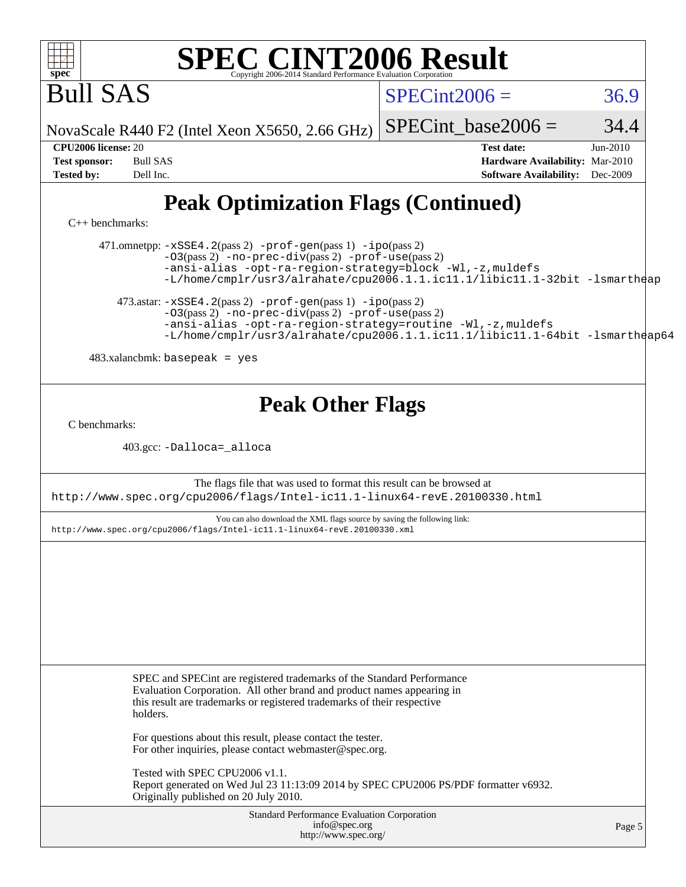# SPEC CINT2006 Result

Copyright 2006-2014 Standard Performance Evaluation Corporation

## Bull SAS

NovaScale R440 F2 (Intel Xeon X5650, 2.66 GHz)

SPECint2006 = 36.9

SPECint_base2006 = 34.4

| | | | |
|---|---|---|---|
| **CPU2006 license:** | 20 | **Test date:** | Jun-2010 |
| **Test sponsor:** | Bull SAS | **Hardware Availability:** | Mar-2010 |
| **Tested by:** | Dell Inc. | **Software Availability:** | Dec-2009 |

## Peak Optimization Flags (Continued)

C++ benchmarks:

471.omnetpp: `-xSSE4.2`(pass 2) `-prof-gen`(pass 1) `-ipo`(pass 2) `-O3`(pass 2) `-no-prec-div`(pass 2) `-prof-use`(pass 2) `-ansi-alias -opt-ra-region-strategy=block -Wl,-z,muldefs -L/home/cmplr/usr3/alrahate/cpu2006.1.1.ic11.1/libic11.1-32bit -lsmartheap`

473.astar: `-xSSE4.2`(pass 2) `-prof-gen`(pass 1) `-ipo`(pass 2) `-O3`(pass 2) `-no-prec-div`(pass 2) `-prof-use`(pass 2) `-ansi-alias -opt-ra-region-strategy=routine -Wl,-z,muldefs -L/home/cmplr/usr3/alrahate/cpu2006.1.1.ic11.1/libic11.1-64bit -lsmartheap64`

483.xalancbmk: `basepeak = yes`

## Peak Other Flags

C benchmarks:

403.gcc: `-Dalloca=_alloca`

The flags file that was used to format this result can be browsed at
http://www.spec.org/cpu2006/flags/Intel-ic11.1-linux64-revE.20100330.html

You can also download the XML flags source by saving the following link:
http://www.spec.org/cpu2006/flags/Intel-ic11.1-linux64-revE.20100330.xml

SPEC and SPECint are registered trademarks of the Standard Performance Evaluation Corporation. All other brand and product names appearing in this result are trademarks or registered trademarks of their respective holders.

For questions about this result, please contact the tester.
For other inquiries, please contact webmaster@spec.org.

Tested with SPEC CPU2006 v1.1.
Report generated on Wed Jul 23 11:13:09 2014 by SPEC CPU2006 PS/PDF formatter v6932.
Originally published on 20 July 2010.

Standard Performance Evaluation Corporation
info@spec.org
http://www.spec.org/